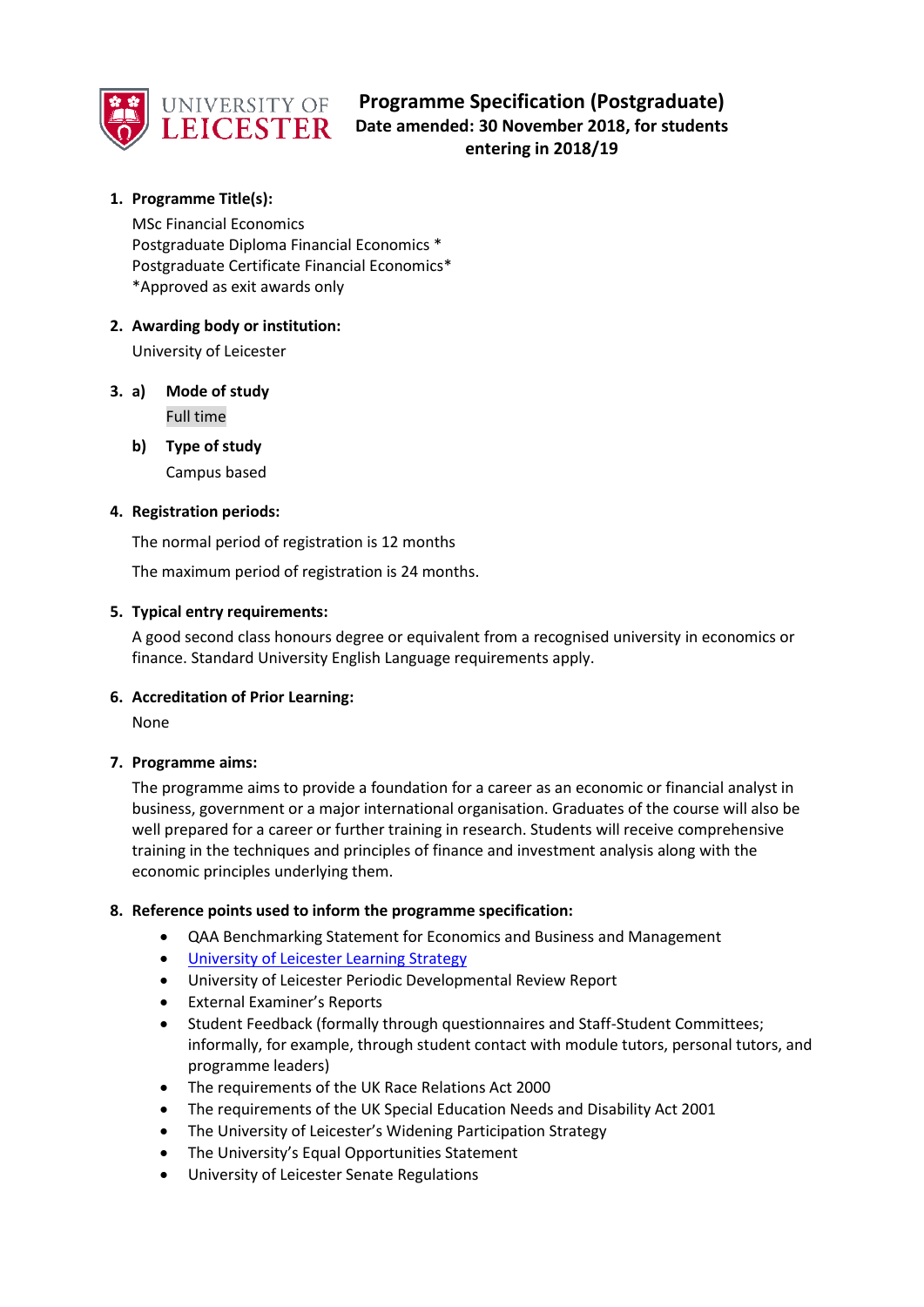# Programme Specification (Postgraduate)

**Date amended: 30 November 2018, for students entering in 2018/19**

## 1. Programme Title(s):

MSc Financial Economics
Postgraduate Diploma Financial Economics *
Postgraduate Certificate Financial Economics*
*Approved as exit awards only

## 2. Awarding body or institution:

University of Leicester

## 3. a) Mode of study

Full time

### b) Type of study

Campus based

## 4. Registration periods:

The normal period of registration is 12 months

The maximum period of registration is 24 months.

## 5. Typical entry requirements:

A good second class honours degree or equivalent from a recognised university in economics or finance. Standard University English Language requirements apply.

## 6. Accreditation of Prior Learning:

None

## 7. Programme aims:

The programme aims to provide a foundation for a career as an economic or financial analyst in business, government or a major international organisation. Graduates of the course will also be well prepared for a career or further training in research. Students will receive comprehensive training in the techniques and principles of finance and investment analysis along with the economic principles underlying them.

## 8. Reference points used to inform the programme specification:

- QAA Benchmarking Statement for Economics and Business and Management
- University of Leicester Learning Strategy
- University of Leicester Periodic Developmental Review Report
- External Examiner's Reports
- Student Feedback (formally through questionnaires and Staff-Student Committees; informally, for example, through student contact with module tutors, personal tutors, and programme leaders)
- The requirements of the UK Race Relations Act 2000
- The requirements of the UK Special Education Needs and Disability Act 2001
- The University of Leicester's Widening Participation Strategy
- The University's Equal Opportunities Statement
- University of Leicester Senate Regulations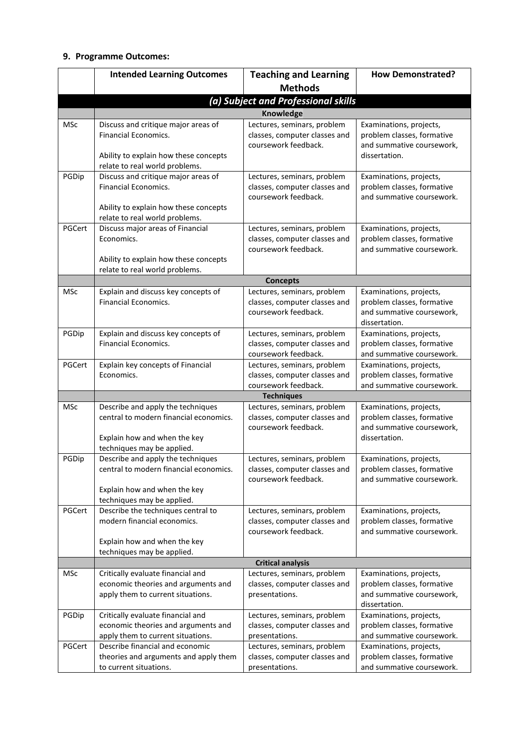## 9. Programme Outcomes:

| | Intended Learning Outcomes | Teaching and Learning Methods | How Demonstrated? |
|---|---|---|---|
| | ***(a) Subject and Professional skills*** | | |
| | **Knowledge** | | |
| MSc | Discuss and critique major areas of Financial Economics.<br><br>Ability to explain how these concepts relate to real world problems. | Lectures, seminars, problem classes, computer classes and coursework feedback. | Examinations, projects, problem classes, formative and summative coursework, dissertation. |
| PGDip | Discuss and critique major areas of Financial Economics.<br><br>Ability to explain how these concepts relate to real world problems. | Lectures, seminars, problem classes, computer classes and coursework feedback. | Examinations, projects, problem classes, formative and summative coursework. |
| PGCert | Discuss major areas of Financial Economics.<br><br>Ability to explain how these concepts relate to real world problems. | Lectures, seminars, problem classes, computer classes and coursework feedback. | Examinations, projects, problem classes, formative and summative coursework. |
| | **Concepts** | | |
| MSc | Explain and discuss key concepts of Financial Economics. | Lectures, seminars, problem classes, computer classes and coursework feedback. | Examinations, projects, problem classes, formative and summative coursework, dissertation. |
| PGDip | Explain and discuss key concepts of Financial Economics. | Lectures, seminars, problem classes, computer classes and coursework feedback. | Examinations, projects, problem classes, formative and summative coursework. |
| PGCert | Explain key concepts of Financial Economics. | Lectures, seminars, problem classes, computer classes and coursework feedback. | Examinations, projects, problem classes, formative and summative coursework. |
| | **Techniques** | | |
| MSc | Describe and apply the techniques central to modern financial economics.<br><br>Explain how and when the key techniques may be applied. | Lectures, seminars, problem classes, computer classes and coursework feedback. | Examinations, projects, problem classes, formative and summative coursework, dissertation. |
| PGDip | Describe and apply the techniques central to modern financial economics.<br><br>Explain how and when the key techniques may be applied. | Lectures, seminars, problem classes, computer classes and coursework feedback. | Examinations, projects, problem classes, formative and summative coursework. |
| PGCert | Describe the techniques central to modern financial economics.<br><br>Explain how and when the key techniques may be applied. | Lectures, seminars, problem classes, computer classes and coursework feedback. | Examinations, projects, problem classes, formative and summative coursework. |
| | **Critical analysis** | | |
| MSc | Critically evaluate financial and economic theories and arguments and apply them to current situations. | Lectures, seminars, problem classes, computer classes and presentations. | Examinations, projects, problem classes, formative and summative coursework, dissertation. |
| PGDip | Critically evaluate financial and economic theories and arguments and apply them to current situations. | Lectures, seminars, problem classes, computer classes and presentations. | Examinations, projects, problem classes, formative and summative coursework. |
| PGCert | Describe financial and economic theories and arguments and apply them to current situations. | Lectures, seminars, problem classes, computer classes and presentations. | Examinations, projects, problem classes, formative and summative coursework. |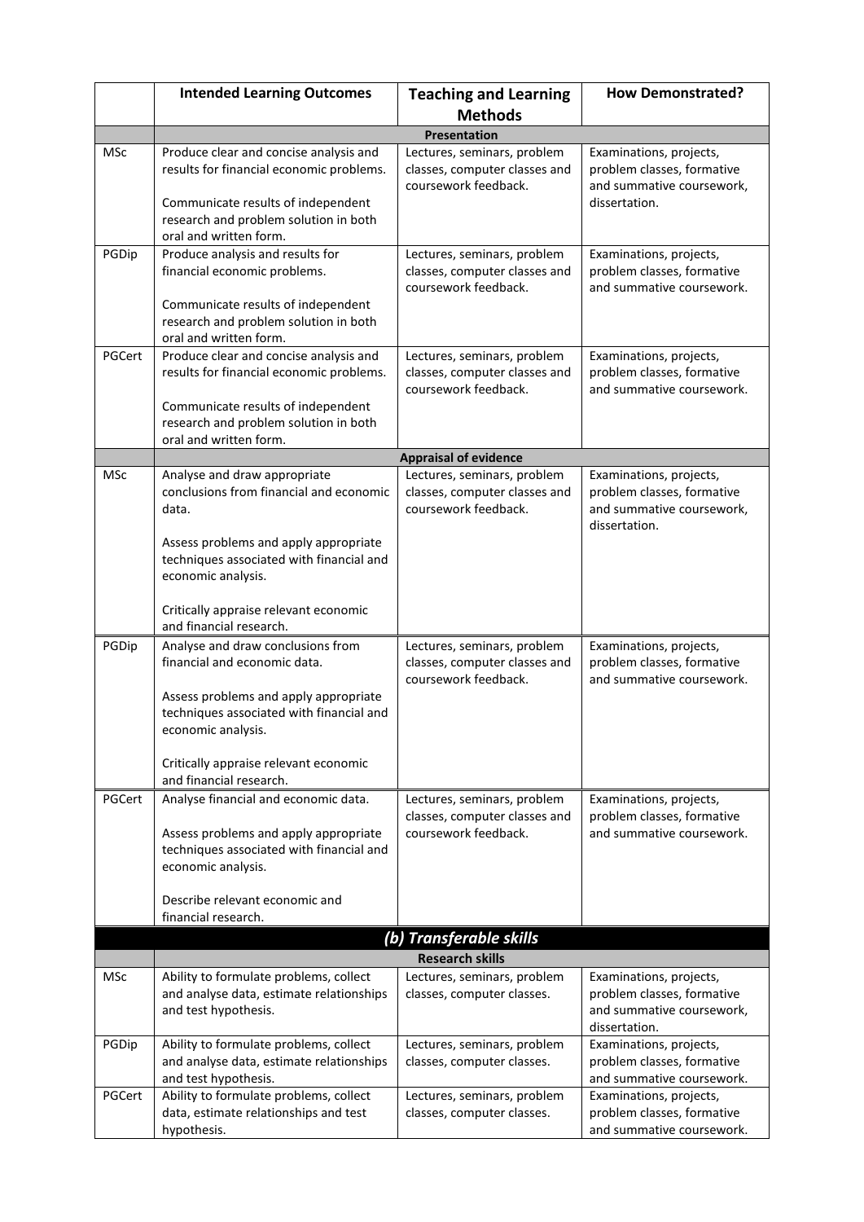| | Intended Learning Outcomes | Teaching and Learning Methods | How Demonstrated? |
|---|---|---|---|
| | **Presentation** | | |
| MSc | Produce clear and concise analysis and results for financial economic problems.<br><br>Communicate results of independent research and problem solution in both oral and written form. | Lectures, seminars, problem classes, computer classes and coursework feedback. | Examinations, projects, problem classes, formative and summative coursework, dissertation. |
| PGDip | Produce analysis and results for financial economic problems.<br><br>Communicate results of independent research and problem solution in both oral and written form. | Lectures, seminars, problem classes, computer classes and coursework feedback. | Examinations, projects, problem classes, formative and summative coursework. |
| PGCert | Produce clear and concise analysis and results for financial economic problems.<br><br>Communicate results of independent research and problem solution in both oral and written form. | Lectures, seminars, problem classes, computer classes and coursework feedback. | Examinations, projects, problem classes, formative and summative coursework. |
| | **Appraisal of evidence** | | |
| MSc | Analyse and draw appropriate conclusions from financial and economic data.<br><br>Assess problems and apply appropriate techniques associated with financial and economic analysis.<br><br>Critically appraise relevant economic and financial research. | Lectures, seminars, problem classes, computer classes and coursework feedback. | Examinations, projects, problem classes, formative and summative coursework, dissertation. |
| PGDip | Analyse and draw conclusions from financial and economic data.<br><br>Assess problems and apply appropriate techniques associated with financial and economic analysis.<br><br>Critically appraise relevant economic and financial research. | Lectures, seminars, problem classes, computer classes and coursework feedback. | Examinations, projects, problem classes, formative and summative coursework. |
| PGCert | Analyse financial and economic data.<br><br>Assess problems and apply appropriate techniques associated with financial and economic analysis.<br><br>Describe relevant economic and financial research. | Lectures, seminars, problem classes, computer classes and coursework feedback. | Examinations, projects, problem classes, formative and summative coursework. |
| | ***(b) Transferable skills*** | | |
| | **Research skills** | | |
| MSc | Ability to formulate problems, collect and analyse data, estimate relationships and test hypothesis. | Lectures, seminars, problem classes, computer classes. | Examinations, projects, problem classes, formative and summative coursework, dissertation. |
| PGDip | Ability to formulate problems, collect and analyse data, estimate relationships and test hypothesis. | Lectures, seminars, problem classes, computer classes. | Examinations, projects, problem classes, formative and summative coursework. |
| PGCert | Ability to formulate problems, collect data, estimate relationships and test hypothesis. | Lectures, seminars, problem classes, computer classes. | Examinations, projects, problem classes, formative and summative coursework. |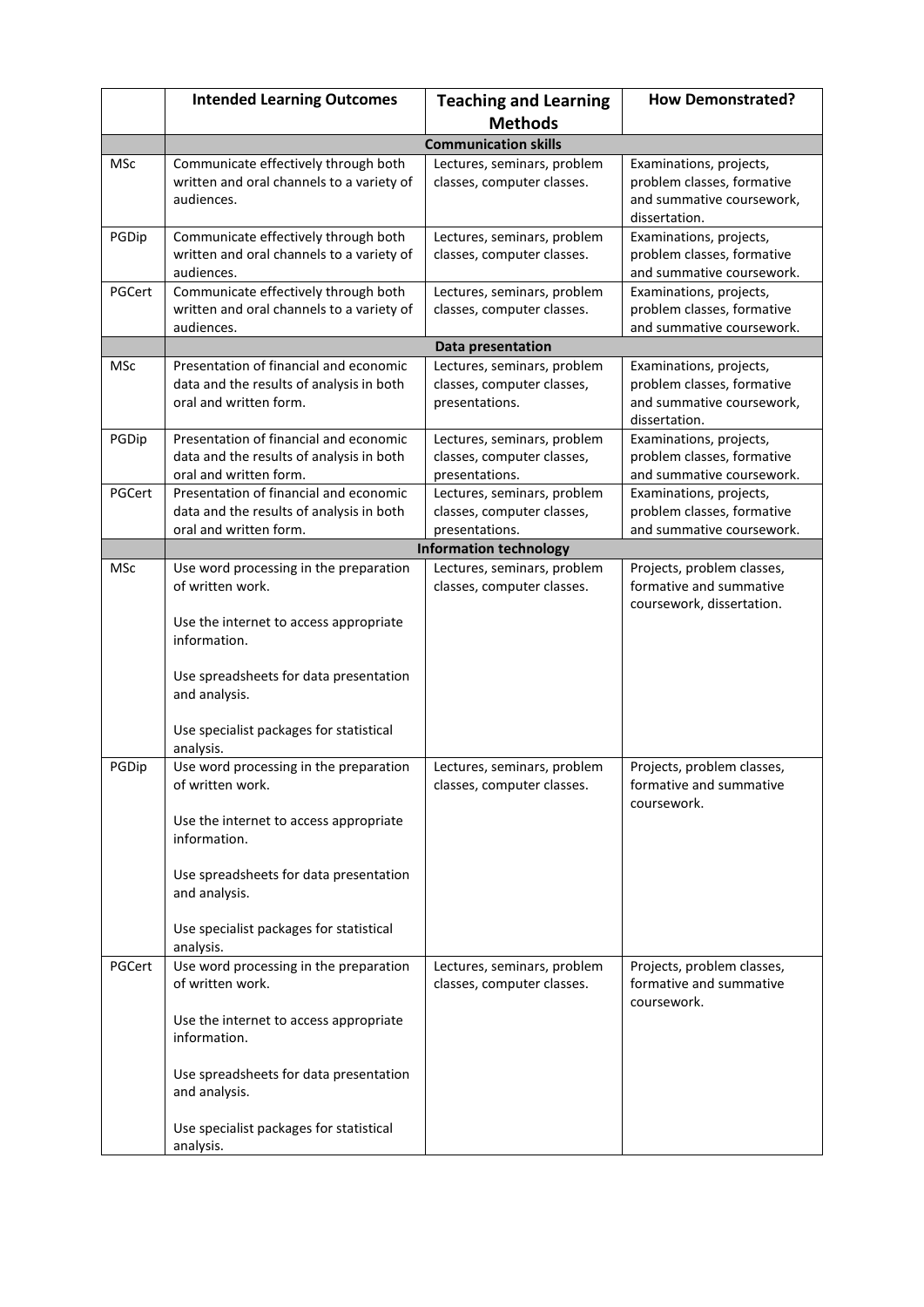| | Intended Learning Outcomes | Teaching and Learning Methods | How Demonstrated? |
|---|---|---|---|
| | **Communication skills** | | |
| MSc | Communicate effectively through both written and oral channels to a variety of audiences. | Lectures, seminars, problem classes, computer classes. | Examinations, projects, problem classes, formative and summative coursework, dissertation. |
| PGDip | Communicate effectively through both written and oral channels to a variety of audiences. | Lectures, seminars, problem classes, computer classes. | Examinations, projects, problem classes, formative and summative coursework. |
| PGCert | Communicate effectively through both written and oral channels to a variety of audiences. | Lectures, seminars, problem classes, computer classes. | Examinations, projects, problem classes, formative and summative coursework. |
| | **Data presentation** | | |
| MSc | Presentation of financial and economic data and the results of analysis in both oral and written form. | Lectures, seminars, problem classes, computer classes, presentations. | Examinations, projects, problem classes, formative and summative coursework, dissertation. |
| PGDip | Presentation of financial and economic data and the results of analysis in both oral and written form. | Lectures, seminars, problem classes, computer classes, presentations. | Examinations, projects, problem classes, formative and summative coursework. |
| PGCert | Presentation of financial and economic data and the results of analysis in both oral and written form. | Lectures, seminars, problem classes, computer classes, presentations. | Examinations, projects, problem classes, formative and summative coursework. |
| | **Information technology** | | |
| MSc | Use word processing in the preparation of written work.<br><br>Use the internet to access appropriate information.<br><br>Use spreadsheets for data presentation and analysis.<br><br>Use specialist packages for statistical analysis. | Lectures, seminars, problem classes, computer classes. | Projects, problem classes, formative and summative coursework, dissertation. |
| PGDip | Use word processing in the preparation of written work.<br><br>Use the internet to access appropriate information.<br><br>Use spreadsheets for data presentation and analysis.<br><br>Use specialist packages for statistical analysis. | Lectures, seminars, problem classes, computer classes. | Projects, problem classes, formative and summative coursework. |
| PGCert | Use word processing in the preparation of written work.<br><br>Use the internet to access appropriate information.<br><br>Use spreadsheets for data presentation and analysis.<br><br>Use specialist packages for statistical analysis. | Lectures, seminars, problem classes, computer classes. | Projects, problem classes, formative and summative coursework. |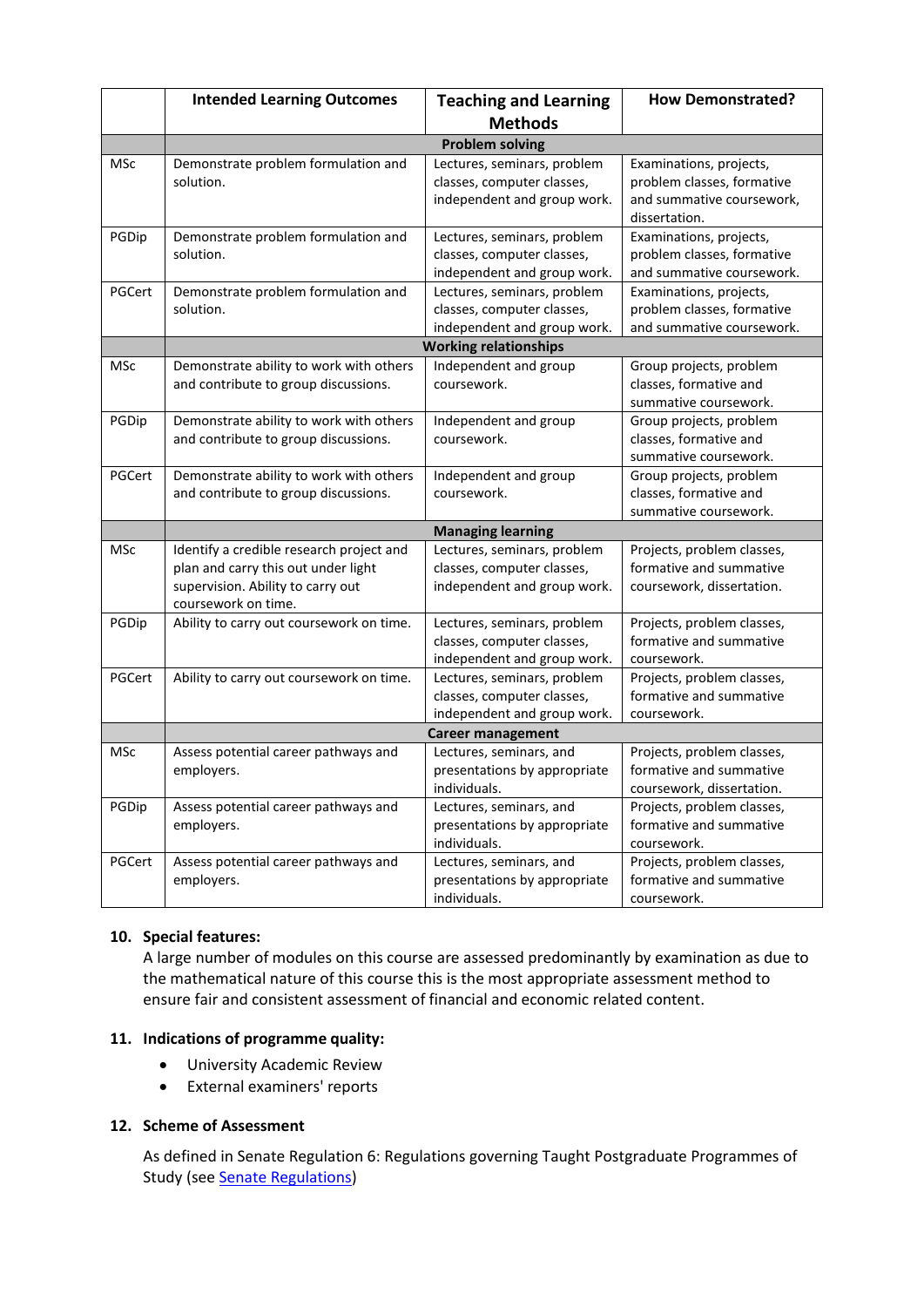| | Intended Learning Outcomes | Teaching and Learning Methods | How Demonstrated? |
|---|---|---|---|
| | **Problem solving** | | |
| MSc | Demonstrate problem formulation and solution. | Lectures, seminars, problem classes, computer classes, independent and group work. | Examinations, projects, problem classes, formative and summative coursework, dissertation. |
| PGDip | Demonstrate problem formulation and solution. | Lectures, seminars, problem classes, computer classes, independent and group work. | Examinations, projects, problem classes, formative and summative coursework. |
| PGCert | Demonstrate problem formulation and solution. | Lectures, seminars, problem classes, computer classes, independent and group work. | Examinations, projects, problem classes, formative and summative coursework. |
| | **Working relationships** | | |
| MSc | Demonstrate ability to work with others and contribute to group discussions. | Independent and group coursework. | Group projects, problem classes, formative and summative coursework. |
| PGDip | Demonstrate ability to work with others and contribute to group discussions. | Independent and group coursework. | Group projects, problem classes, formative and summative coursework. |
| PGCert | Demonstrate ability to work with others and contribute to group discussions. | Independent and group coursework. | Group projects, problem classes, formative and summative coursework. |
| | **Managing learning** | | |
| MSc | Identify a credible research project and plan and carry this out under light supervision. Ability to carry out coursework on time. | Lectures, seminars, problem classes, computer classes, independent and group work. | Projects, problem classes, formative and summative coursework, dissertation. |
| PGDip | Ability to carry out coursework on time. | Lectures, seminars, problem classes, computer classes, independent and group work. | Projects, problem classes, formative and summative coursework. |
| PGCert | Ability to carry out coursework on time. | Lectures, seminars, problem classes, computer classes, independent and group work. | Projects, problem classes, formative and summative coursework. |
| | **Career management** | | |
| MSc | Assess potential career pathways and employers. | Lectures, seminars, and presentations by appropriate individuals. | Projects, problem classes, formative and summative coursework, dissertation. |
| PGDip | Assess potential career pathways and employers. | Lectures, seminars, and presentations by appropriate individuals. | Projects, problem classes, formative and summative coursework. |
| PGCert | Assess potential career pathways and employers. | Lectures, seminars, and presentations by appropriate individuals. | Projects, problem classes, formative and summative coursework. |

## 10. Special features:

A large number of modules on this course are assessed predominantly by examination as due to the mathematical nature of this course this is the most appropriate assessment method to ensure fair and consistent assessment of financial and economic related content.

## 11. Indications of programme quality:

- University Academic Review
- External examiners' reports

## 12. Scheme of Assessment

As defined in Senate Regulation 6: Regulations governing Taught Postgraduate Programmes of Study (see Senate Regulations)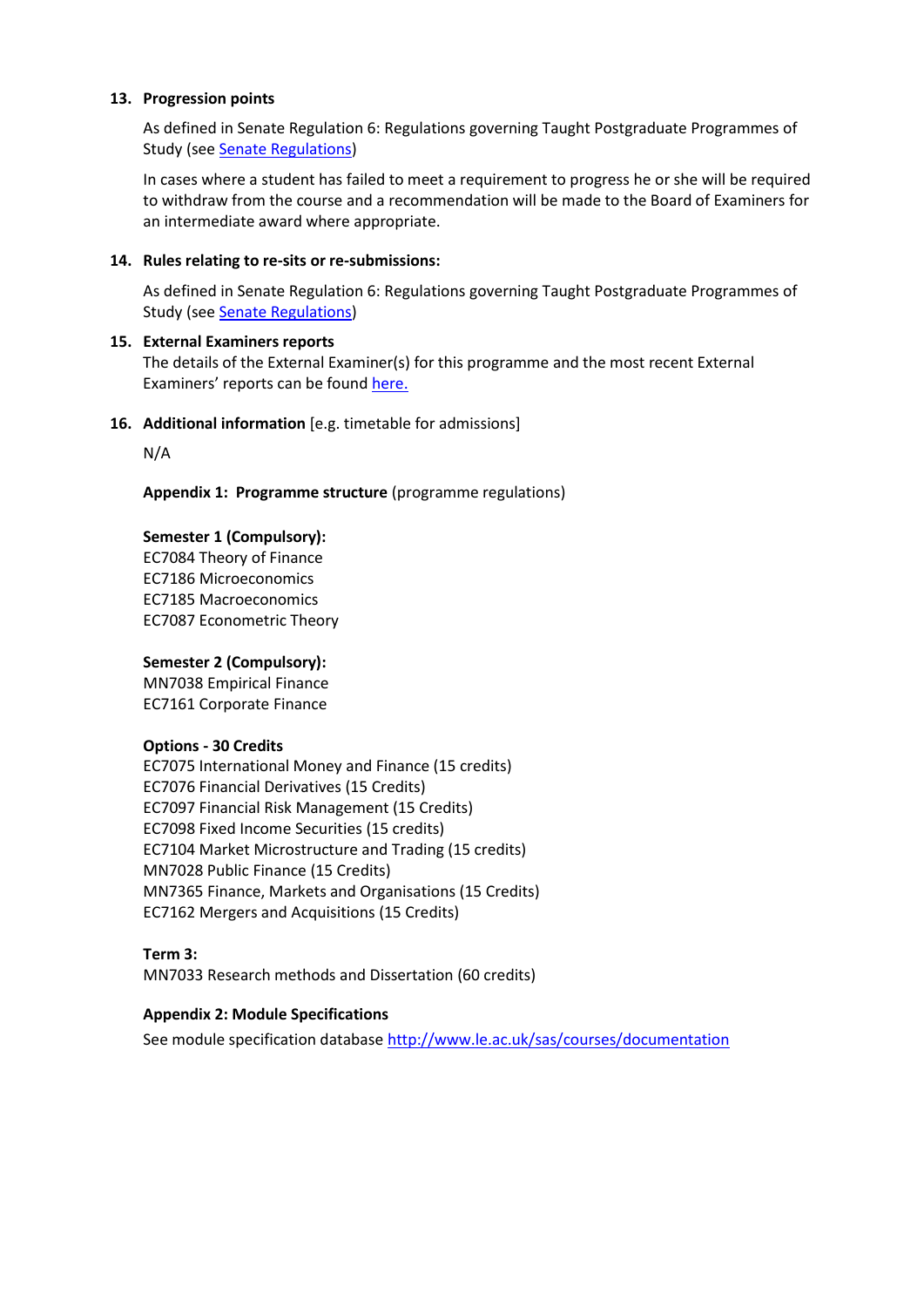**13. Progression points**

As defined in Senate Regulation 6: Regulations governing Taught Postgraduate Programmes of Study (see Senate Regulations)

In cases where a student has failed to meet a requirement to progress he or she will be required to withdraw from the course and a recommendation will be made to the Board of Examiners for an intermediate award where appropriate.

**14. Rules relating to re-sits or re-submissions:**

As defined in Senate Regulation 6: Regulations governing Taught Postgraduate Programmes of Study (see Senate Regulations)

**15. External Examiners reports**

The details of the External Examiner(s) for this programme and the most recent External Examiners' reports can be found here.

**16. Additional information** [e.g. timetable for admissions]

N/A

**Appendix 1: Programme structure** (programme regulations)

**Semester 1 (Compulsory):**
EC7084 Theory of Finance
EC7186 Microeconomics
EC7185 Macroeconomics
EC7087 Econometric Theory

**Semester 2 (Compulsory):**
MN7038 Empirical Finance
EC7161 Corporate Finance

**Options - 30 Credits**
EC7075 International Money and Finance (15 credits)
EC7076 Financial Derivatives (15 Credits)
EC7097 Financial Risk Management (15 Credits)
EC7098 Fixed Income Securities (15 credits)
EC7104 Market Microstructure and Trading (15 credits)
MN7028 Public Finance (15 Credits)
MN7365 Finance, Markets and Organisations (15 Credits)
EC7162 Mergers and Acquisitions (15 Credits)

**Term 3:**
MN7033 Research methods and Dissertation (60 credits)

**Appendix 2: Module Specifications**

See module specification database http://www.le.ac.uk/sas/courses/documentation